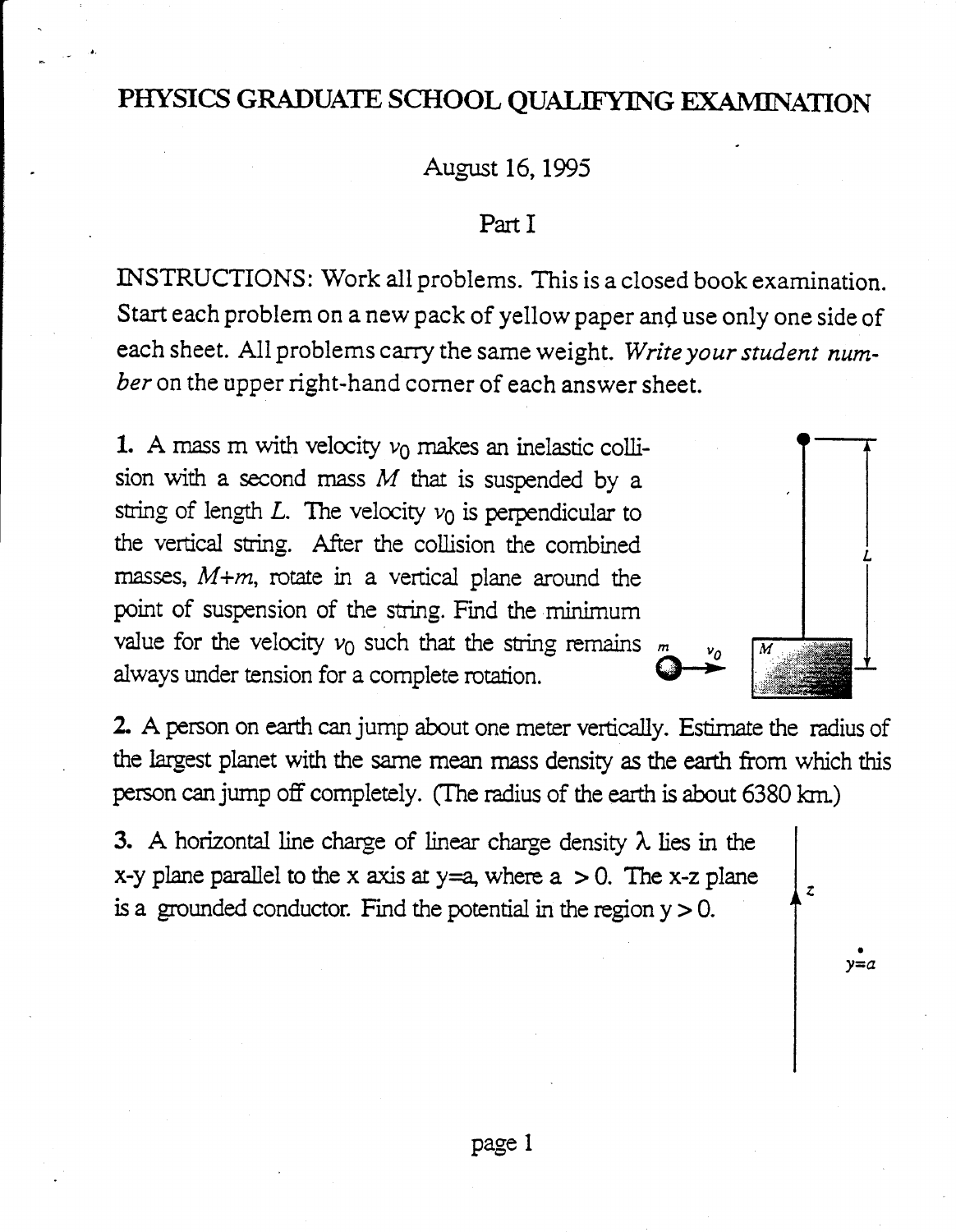# PHYSICS GRADUATE SCHOOL QUALIFYING EXAMINATION

August 16, 1995

Part I

INSTRUCTIONS: Work all problems. This is a closed book examination. Start each problem on a new pack of yellow paper and use only one side of each sheet. All problems carry the same weight. *Write your student number* on the upper right-hand corner of each answer sheet.

**1.** A mass m with velocity $v_0$ makes an inelastic collision with a second mass $M$ that is suspended by a string of length $L$. The velocity $v_0$ is perpendicular to the vertical string. After the collision the combined masses, $M+m$, rotate in a vertical plane around the point of suspension of the string. Find the minimum value for the velocity $v_0$ such that the string remains always under tension for a complete rotation.

**2.** A person on earth can jump about one meter vertically. Estimate the radius of the largest planet with the same mean mass density as the earth from which this person can jump off completely. (The radius of the earth is about 6380 km.)

**3.** A horizontal line charge of linear charge density $\lambda$ lies in the x-y plane parallel to the x axis at y=a, where a $> 0$. The x-z plane is a grounded conductor. Find the potential in the region y $> 0$.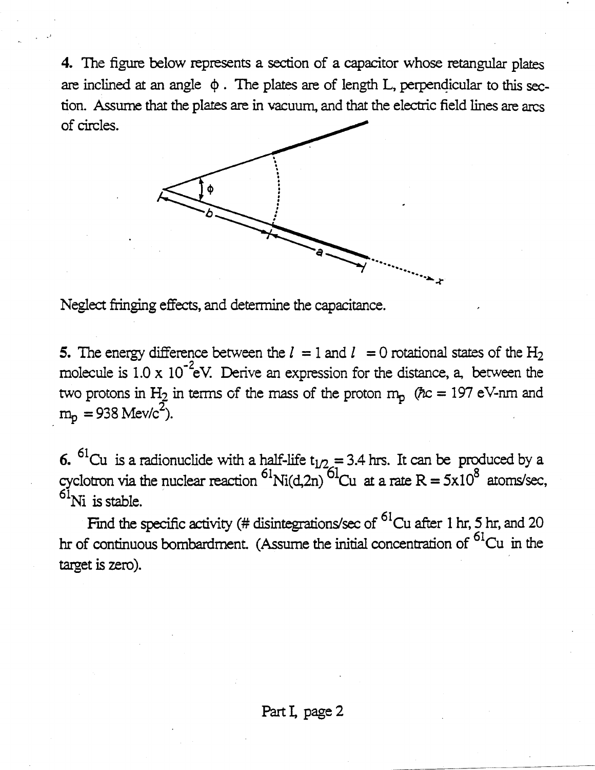**4.** The figure below represents a section of a capacitor whose retangular plates are inclined at an angle $\phi$. The plates are of length L, perpendicular to this section. Assume that the plates are in vacuum, and that the electric field lines are arcs of circles.

Neglect fringing effects, and determine the capacitance.

**5.** The energy difference between the $l = 1$ and $l = 0$ rotational states of the $H_2$ molecule is $1.0 \times 10^{-2}$eV. Derive an expression for the distance, a, between the two protons in $H_2$ in terms of the mass of the proton $m_p$ ($\hbar c = 197$ eV-nm and $m_p = 938$ Mev/$c^2$).

**6.** $^{61}Cu$ is a radionuclide with a half-life $t_{1/2} = 3.4$ hrs. It can be produced by a cyclotron via the nuclear reaction $^{61}Ni(d,2n)\,^{61}Cu$ at a rate $R = 5 \times 10^8$ atoms/sec, $^{61}Ni$ is stable.

Find the specific activity (# disintegrations/sec of $^{61}Cu$ after 1 hr, 5 hr, and 20 hr of continuous bombardment. (Assume the initial concentration of $^{61}Cu$ in the target is zero).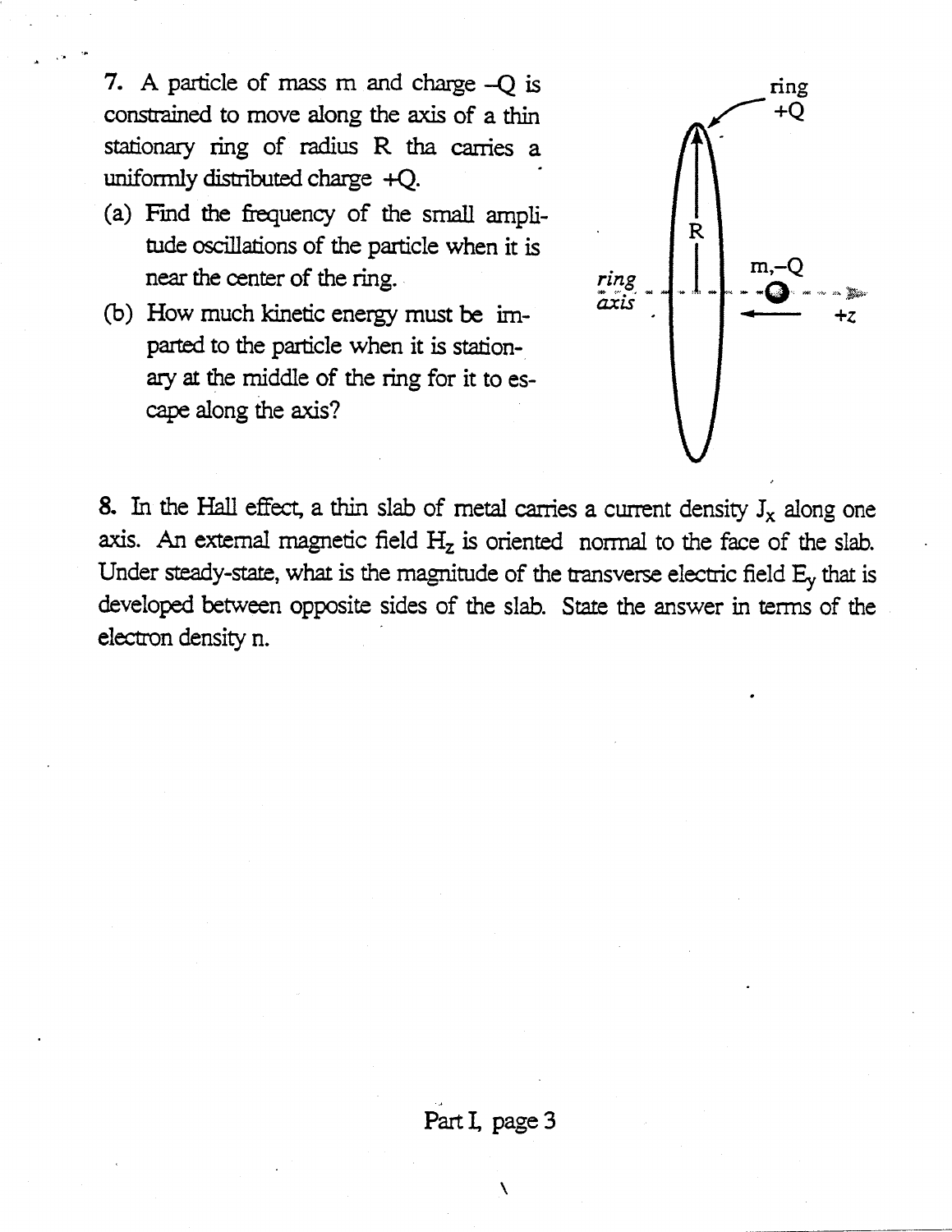7. A particle of mass m and charge $-Q$ is constrained to move along the axis of a thin stationary ring of radius R tha carries a uniformly distributed charge $+Q$.

(a) Find the frequency of the small amplitude oscillations of the particle when it is near the center of the ring.

(b) How much kinetic energy must be imparted to the particle when it is stationary at the middle of the ring for it to escape along the axis?

8. In the Hall effect, a thin slab of metal carries a current density $J_x$ along one axis. An external magnetic field $H_z$ is oriented normal to the face of the slab. Under steady-state, what is the magnitude of the transverse electric field $E_y$ that is developed between opposite sides of the slab. State the answer in terms of the electron density n.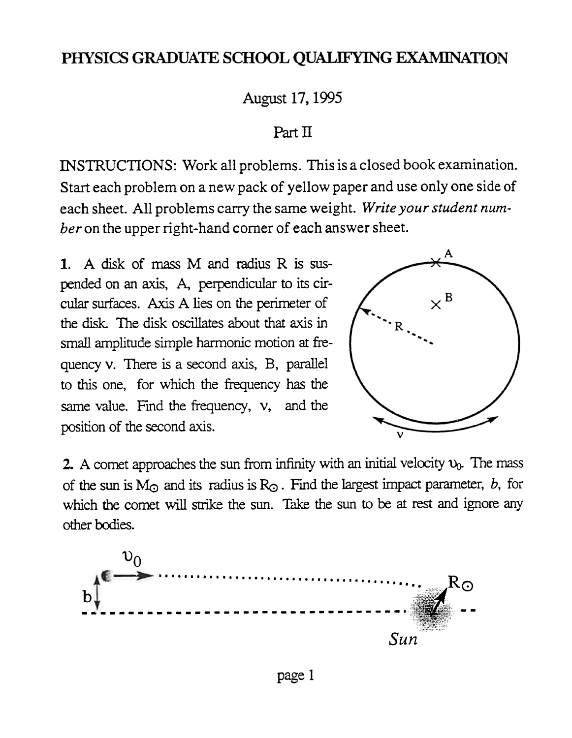# PHYSICS GRADUATE SCHOOL QUALIFYING EXAMINATION

August 17, 1995

Part II

INSTRUCTIONS: Work all problems. This is a closed book examination. Start each problem on a new pack of yellow paper and use only one side of each sheet. All problems carry the same weight. *Write your student number* on the upper right-hand corner of each answer sheet.

**1.** A disk of mass M and radius R is suspended on an axis, A, perpendicular to its circular surfaces. Axis A lies on the perimeter of the disk. The disk oscillates about that axis in small amplitude simple harmonic motion at frequency $\nu$. There is a second axis, B, parallel to this one, for which the frequency has the same value. Find the frequency, $\nu$, and the position of the second axis.

**2.** A comet approaches the sun from infinity with an initial velocity $v_0$. The mass of the sun is $M_\odot$ and its radius is $R_\odot$. Find the largest impact parameter, $b$, for which the comet will strike the sun. Take the sun to be at rest and ignore any other bodies.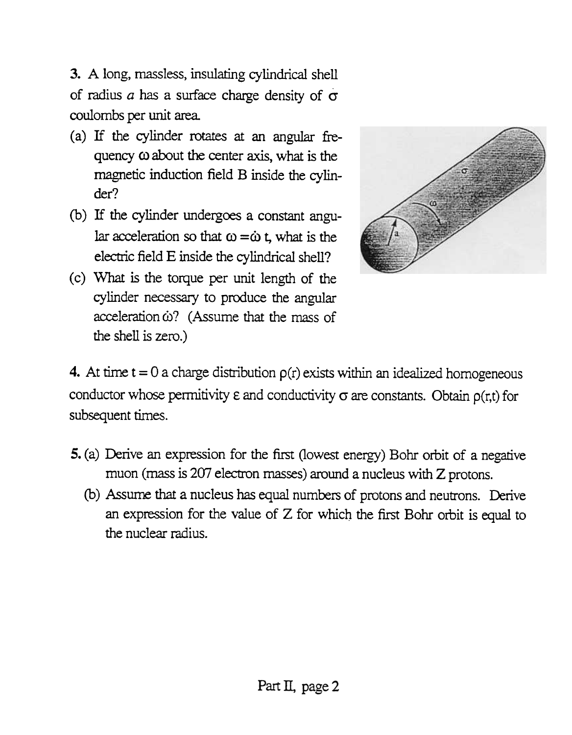3. A long, massless, insulating cylindrical shell of radius $a$ has a surface charge density of $\sigma$ coulombs per unit area.

(a) If the cylinder rotates at an angular frequency $\omega$ about the center axis, what is the magnetic induction field B inside the cylinder?

(b) If the cylinder undergoes a constant angular acceleration so that $\omega = \dot{\omega}\,t$, what is the electric field E inside the cylindrical shell?

(c) What is the torque per unit length of the cylinder necessary to produce the angular acceleration $\dot{\omega}$? (Assume that the mass of the shell is zero.)

4. At time $t = 0$ a charge distribution $\rho(r)$ exists within an idealized homogeneous conductor whose permitivity $\varepsilon$ and conductivity $\sigma$ are constants. Obtain $\rho(r,t)$ for subsequent times.

5. (a) Derive an expression for the first (lowest energy) Bohr orbit of a negative muon (mass is 207 electron masses) around a nucleus with Z protons.

(b) Assume that a nucleus has equal numbers of protons and neutrons. Derive an expression for the value of Z for which the first Bohr orbit is equal to the nuclear radius.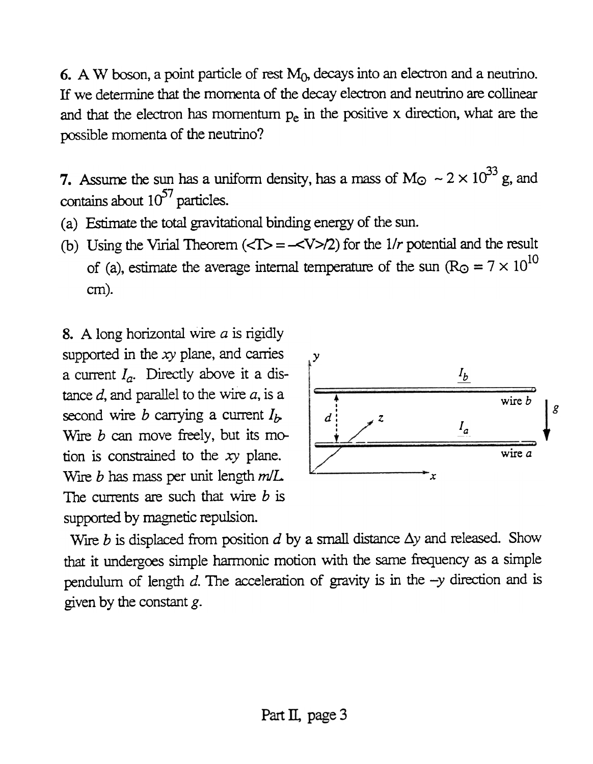6. A W boson, a point particle of rest $M_0$, decays into an electron and a neutrino. If we determine that the momenta of the decay electron and neutrino are collinear and that the electron has momentum $p_e$ in the positive x direction, what are the possible momenta of the neutrino?

7. Assume the sun has a uniform density, has a mass of $M_\odot \sim 2 \times 10^{33}$ g, and contains about $10^{57}$ particles.

(a) Estimate the total gravitational binding energy of the sun.

(b) Using the Virial Theorem ($\langle T \rangle = -\langle V \rangle/2$) for the $1/r$ potential and the result of (a), estimate the average internal temperature of the sun ($R_\odot = 7 \times 10^{10}$ cm).

8. A long horizontal wire $a$ is rigidly supported in the $xy$ plane, and carries a current $I_a$. Directly above it a distance $d$, and parallel to the wire $a$, is a second wire $b$ carrying a current $I_b$. Wire $b$ can move freely, but its motion is constrained to the $xy$ plane. Wire $b$ has mass per unit length $m/L$. The currents are such that wire $b$ is supported by magnetic repulsion.

y

$I_b$

wire $b$

$d$

z

$I_a$

wire $a$

$g$

x

Wire $b$ is displaced from position $d$ by a small distance $\Delta y$ and released. Show that it undergoes simple harmonic motion with the same frequency as a simple pendulum of length $d$. The acceleration of gravity is in the $-y$ direction and is given by the constant $g$.